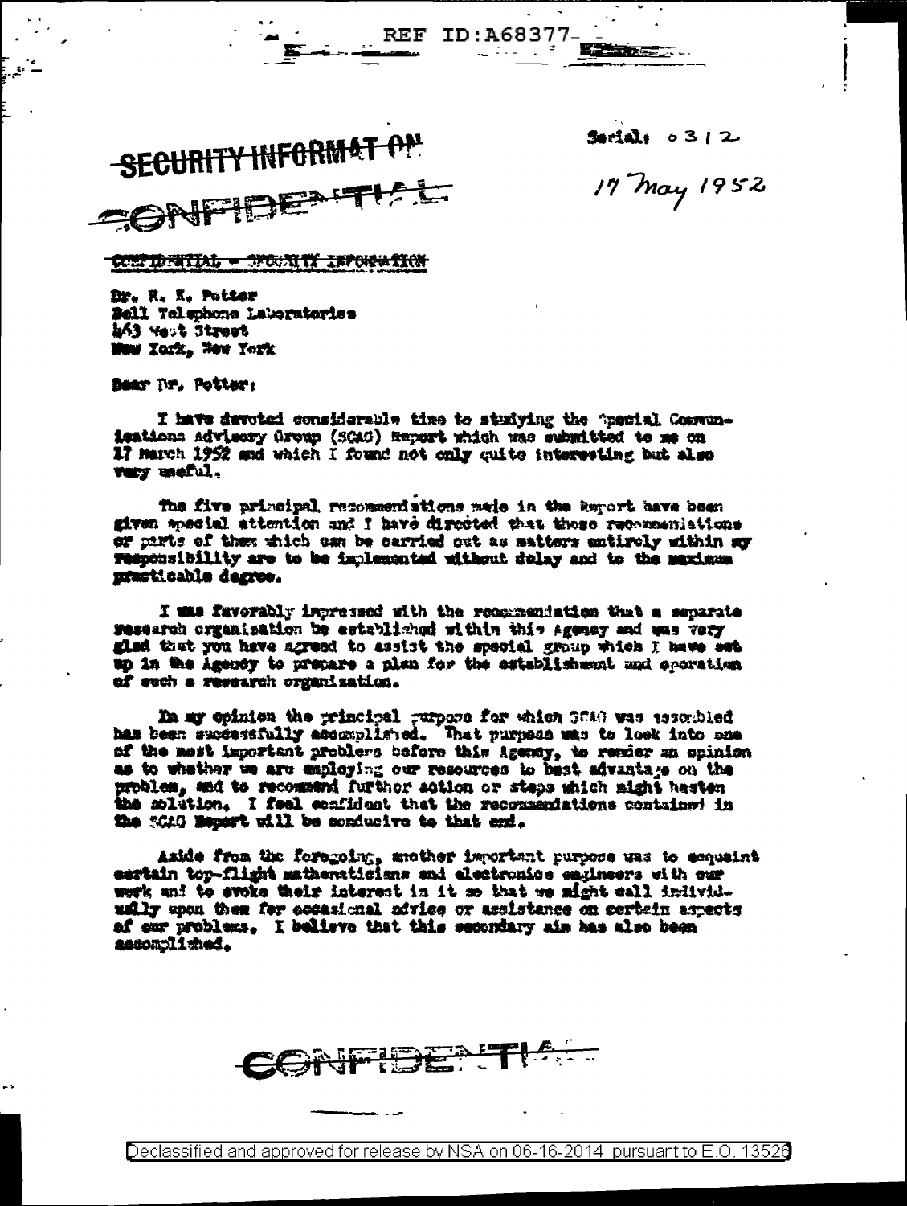REF ID:A68377

SECURITY INFORMATION

CONFIDENTIAL

Serial: 0312

17 May 1952

CONFIDENTIAL - SECURITY INFORMATION

Dr. R. K. Potter
Bell Telephone Laboratories
463 West Street
New York, New York

Dear Dr. Potter:

I have devoted considerable time to studying the Special Communications Advisory Group (SCAG) Report which was submitted to me on 17 March 1952 and which I found not only quite interesting but also very useful.

The five principal recommendations made in the Report have been given special attention and I have directed that those recommendations or parts of them which can be carried out as matters entirely within my responsibility are to be implemented without delay and to the maximum practicable degree.

I was favorably impressed with the recommendation that a separate research organization be established within this Agency and was very glad that you have agreed to assist the special group which I have set up in the Agency to prepare a plan for the establishment and operation of such a research organization.

In my opinion the principal purpose for which SCAG was assembled has been successfully accomplished. That purpose was to look into one of the most important problems before this Agency, to render an opinion as to whether we are employing our resources to best advantage on the problem, and to recommend further action or steps which might hasten the solution. I feel confident that the recommendations contained in the SCAG Report will be conducive to that end.

Aside from the foregoing, another important purpose was to acquaint certain top-flight mathematicians and electronics engineers with our work and to evoke their interest in it so that we might call individually upon them for occasional advice or assistance on certain aspects of our problems. I believe that this secondary aim has also been accomplished.

CONFIDENTIAL

Declassified and approved for release by NSA on 06-16-2014 pursuant to E.O. 13526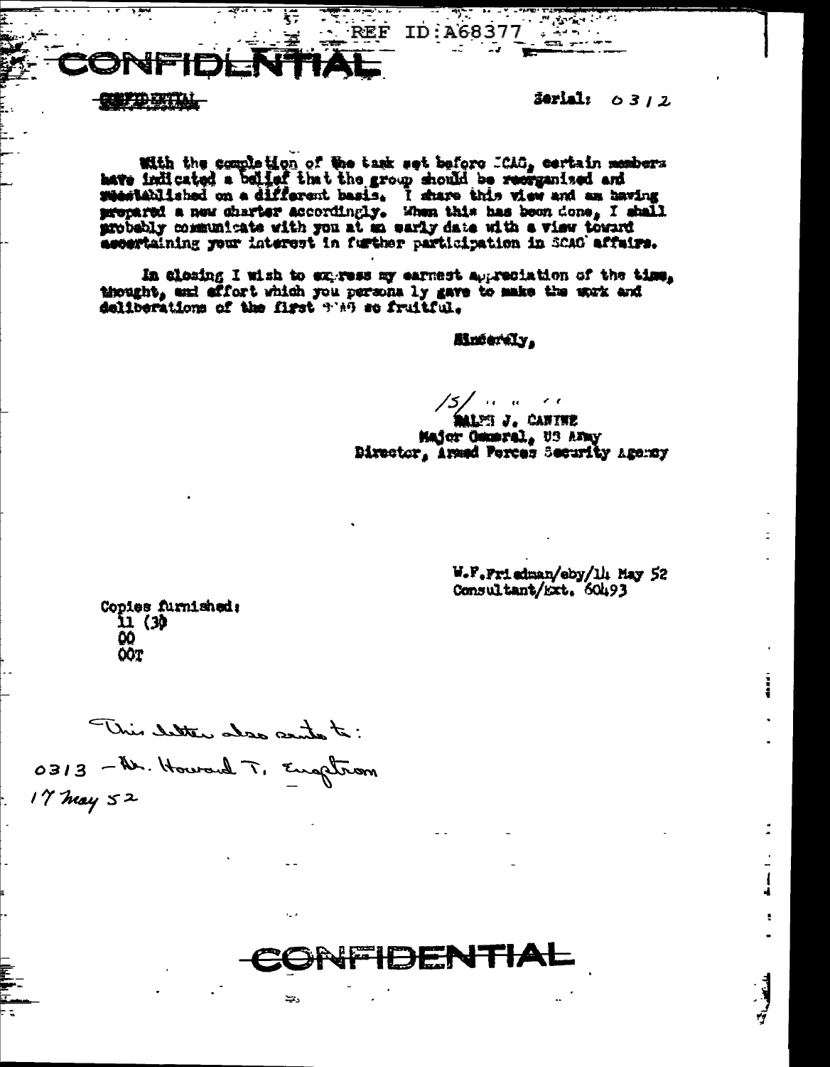REF ID:A68377

CONFIDENTIAL

CONFIDENTIAL

Serial: 0312

With the completion of the task set before SCAG, certain members have indicated a belief that the group should be reorganized and reestablished on a different basis. I share this view and am having prepared a new charter accordingly. When this has been done, I shall probably communicate with you at an early date with a view toward ascertaining your interest in further participation in SCAG affairs.

In closing I wish to express my earnest appreciation of the time, thought, and effort which you personally gave to make the work and deliberations of the first SCAG so fruitful.

Sincerely,

/S/ " " "
RALPH J. CANINE
Major General, US Army
Director, Armed Forces Security Agency

W.F.Friedman/eby/14 May 52
Consultant/Ext. 60493

Copies furnished:
11 (3)
00
00T

This letter also sent to:
0313 – Mr. Howard T. Engstrom
17 May 52

CONFIDENTIAL